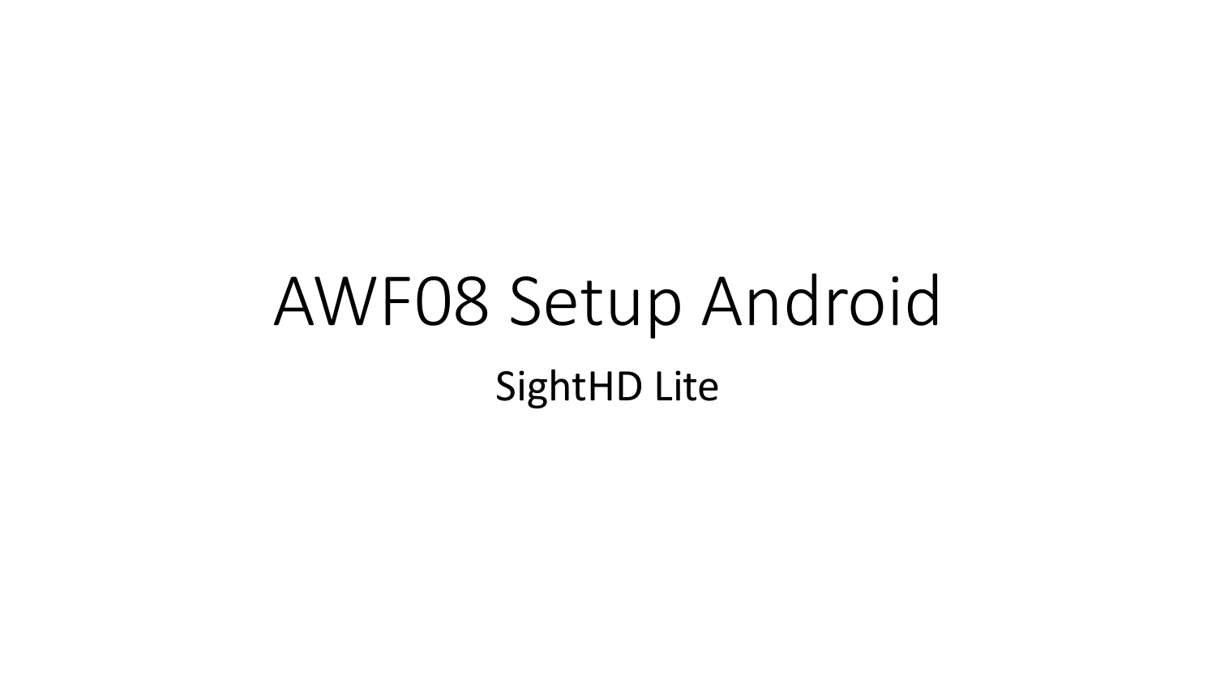# AWF08 Setup Android

SightHD Lite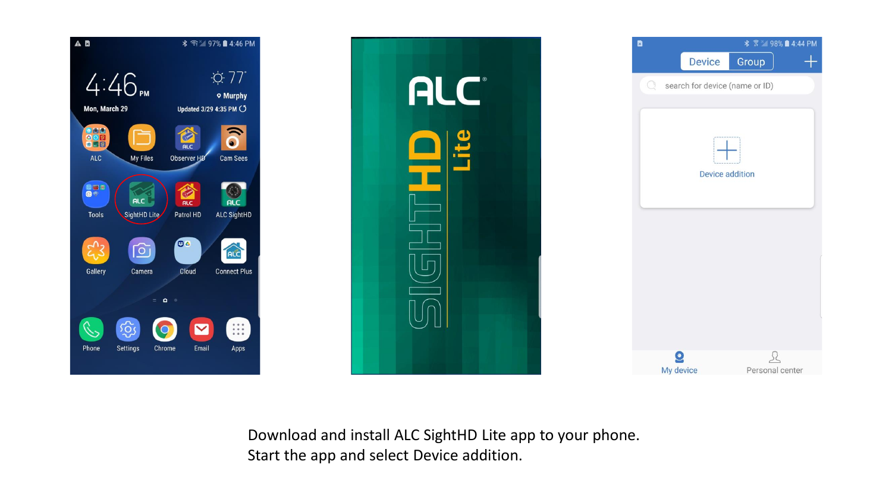Download and install ALC SightHD Lite app to your phone.
Start the app and select Device addition.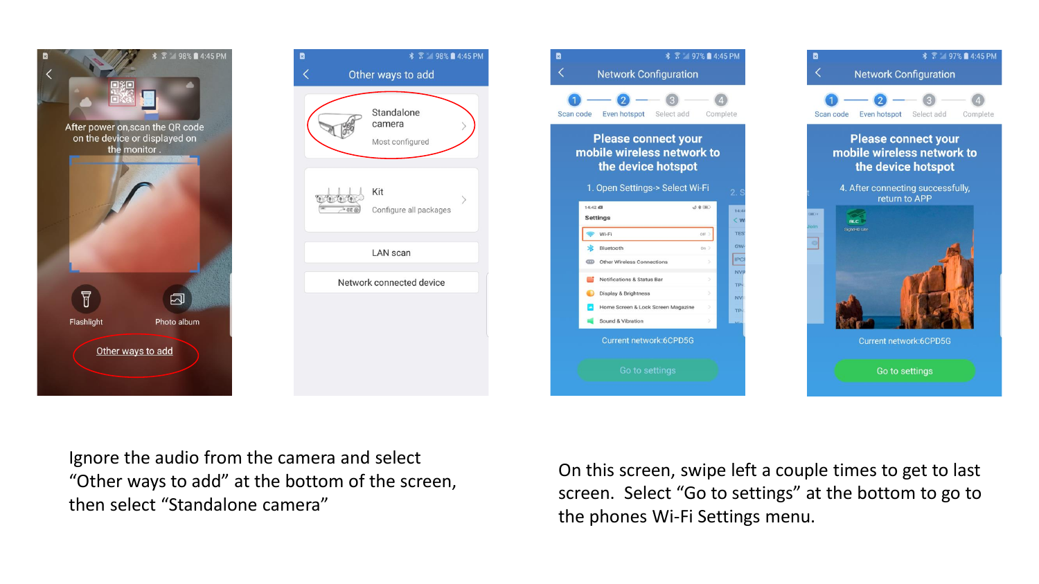Ignore the audio from the camera and select "Other ways to add" at the bottom of the screen, then select "Standalone camera"

On this screen, swipe left a couple times to get to last screen. Select "Go to settings" at the bottom to go to the phones Wi-Fi Settings menu.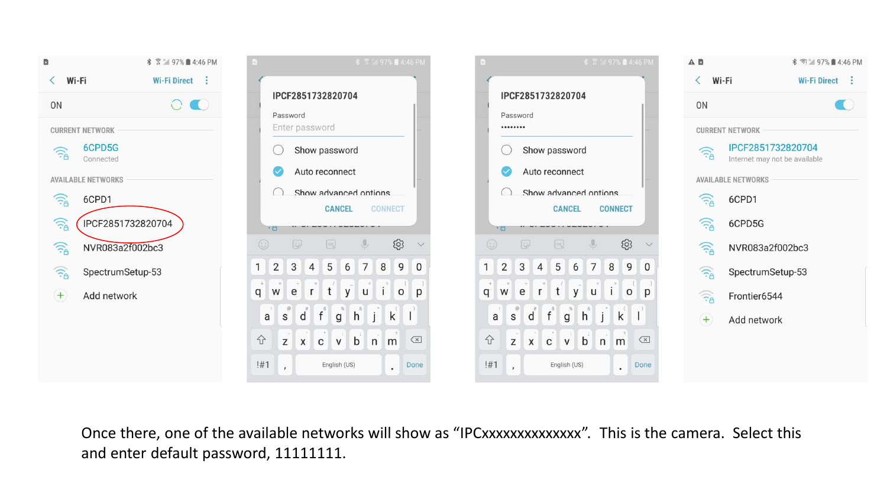Once there, one of the available networks will show as “IPCxxxxxxxxxxxxxx”. This is the camera. Select this and enter default password, 11111111.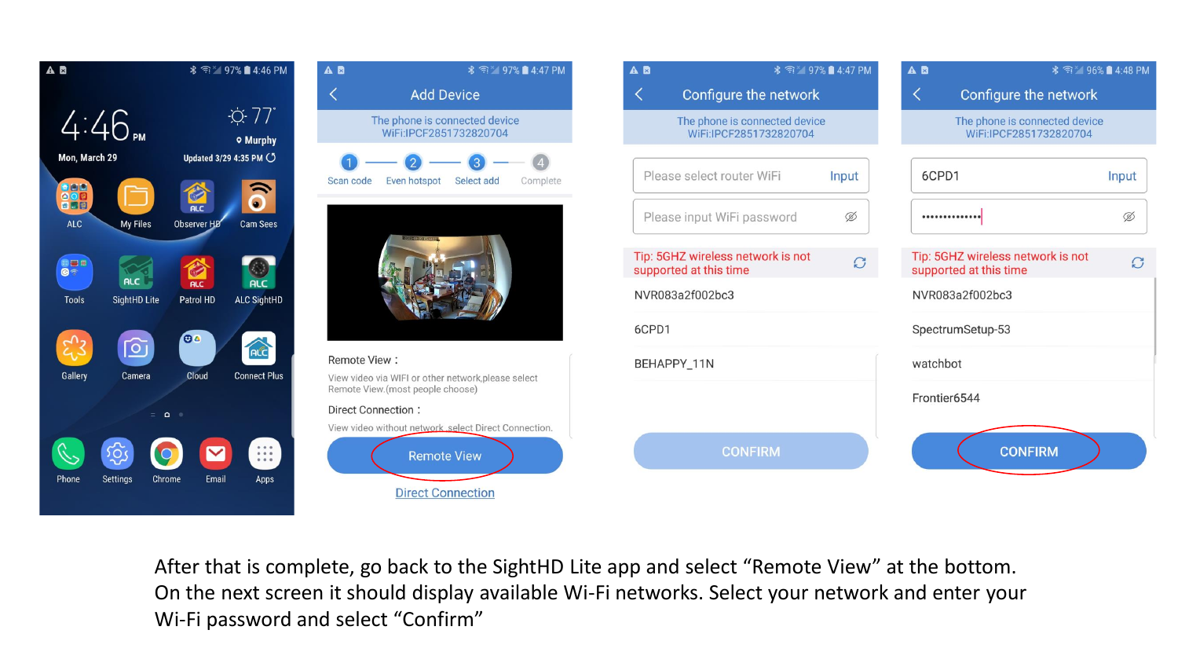After that is complete, go back to the SightHD Lite app and select “Remote View” at the bottom. On the next screen it should display available Wi-Fi networks. Select your network and enter your Wi-Fi password and select “Confirm”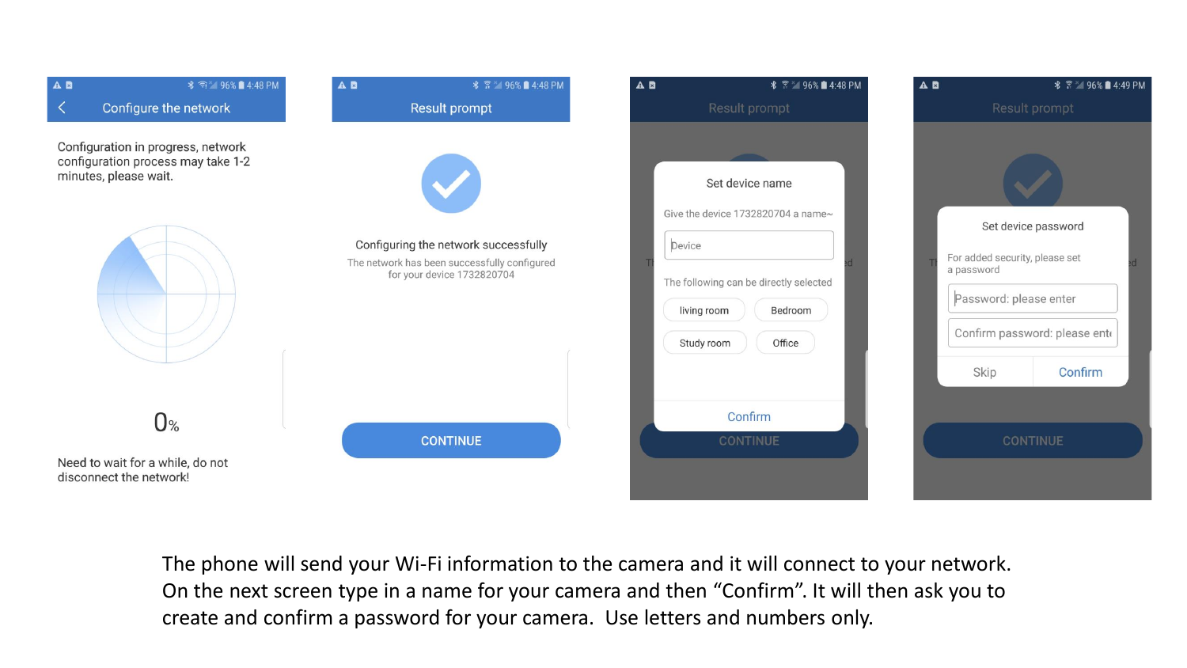Configure the network

Configuration in progress, network configuration process may take 1-2 minutes, please wait.

0%

Need to wait for a while, do not disconnect the network!

Result prompt

Configuring the network successfully

The network has been successfully configured for your device 1732820704

CONTINUE

Set device name

Give the device 1732820704 a name~

Device

The following can be directly selected

living room | Bedroom | Study room | Office

Confirm

Set device password

For added security, please set a password

Password: please enter

Confirm password: please ente

Skip | Confirm

The phone will send your Wi-Fi information to the camera and it will connect to your network. On the next screen type in a name for your camera and then "Confirm". It will then ask you to create and confirm a password for your camera. Use letters and numbers only.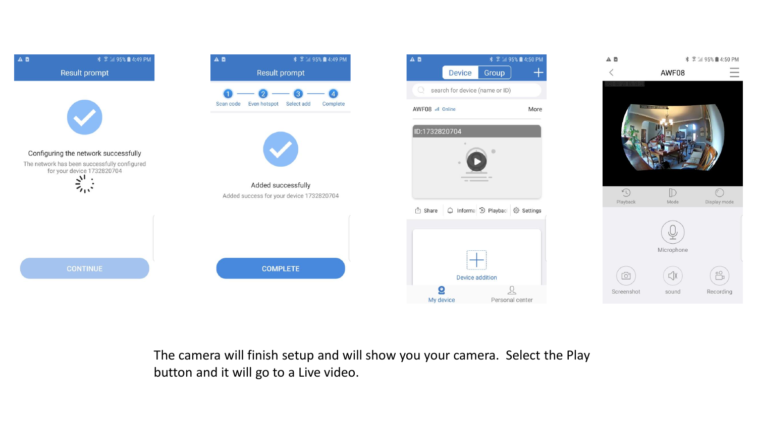The camera will finish setup and will show you your camera. Select the Play button and it will go to a Live video.